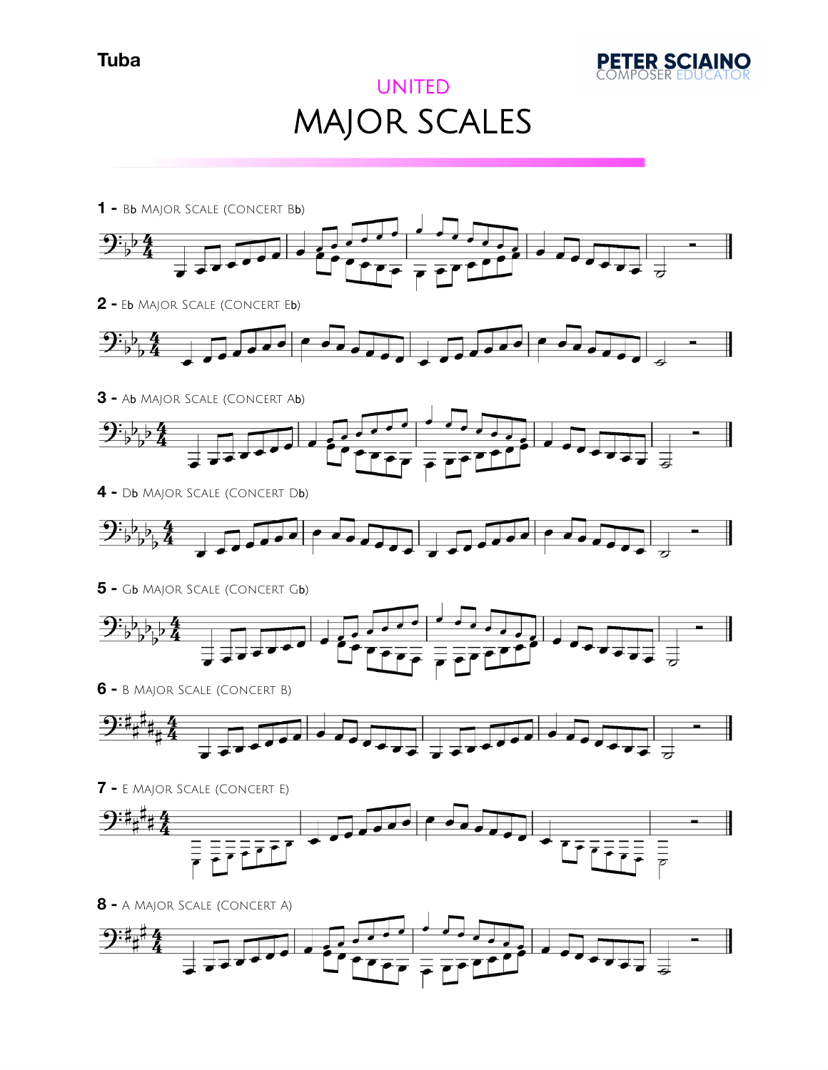Tuba

UNITED

# MAJOR SCALES

**1 -** Bb Major Scale (Concert Bb)

**2 -** Eb Major Scale (Concert Eb)

**3 -** Ab Major Scale (Concert Ab)

**4 -** Db Major Scale (Concert Db)

**5 -** Gb Major Scale (Concert Gb)

**6 -** B Major Scale (Concert B)

**7 -** E Major Scale (Concert E)

**8 -** A Major Scale (Concert A)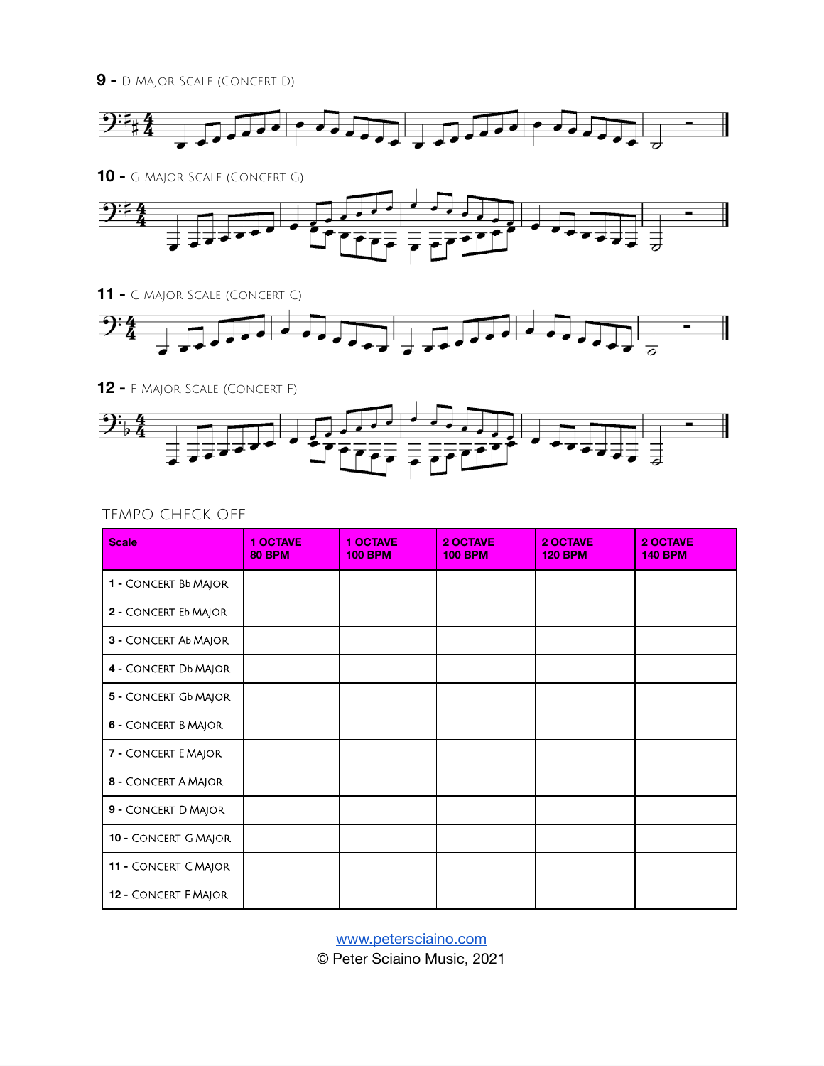**9 -** D Major Scale (Concert D)

**10 -** G Major Scale (Concert G)

**11 -** C Major Scale (Concert C)

**12 -** F Major Scale (Concert F)

## Tempo Check Off

| Scale | 1 OCTAVE 80 BPM | 1 OCTAVE 100 BPM | 2 OCTAVE 100 BPM | 2 OCTAVE 120 BPM | 2 OCTAVE 140 BPM |
|---|---|---|---|---|---|
| **1 -** Concert Bb Major | | | | | |
| **2 -** Concert Eb Major | | | | | |
| **3 -** Concert Ab Major | | | | | |
| **4 -** Concert Db Major | | | | | |
| **5 -** Concert Gb Major | | | | | |
| **6 -** Concert B Major | | | | | |
| **7 -** Concert E Major | | | | | |
| **8 -** Concert A Major | | | | | |
| **9 -** Concert D Major | | | | | |
| **10 -** Concert G Major | | | | | |
| **11 -** Concert C Major | | | | | |
| **12 -** Concert F Major | | | | | |

www.petersciaino.com

© Peter Sciaino Music, 2021